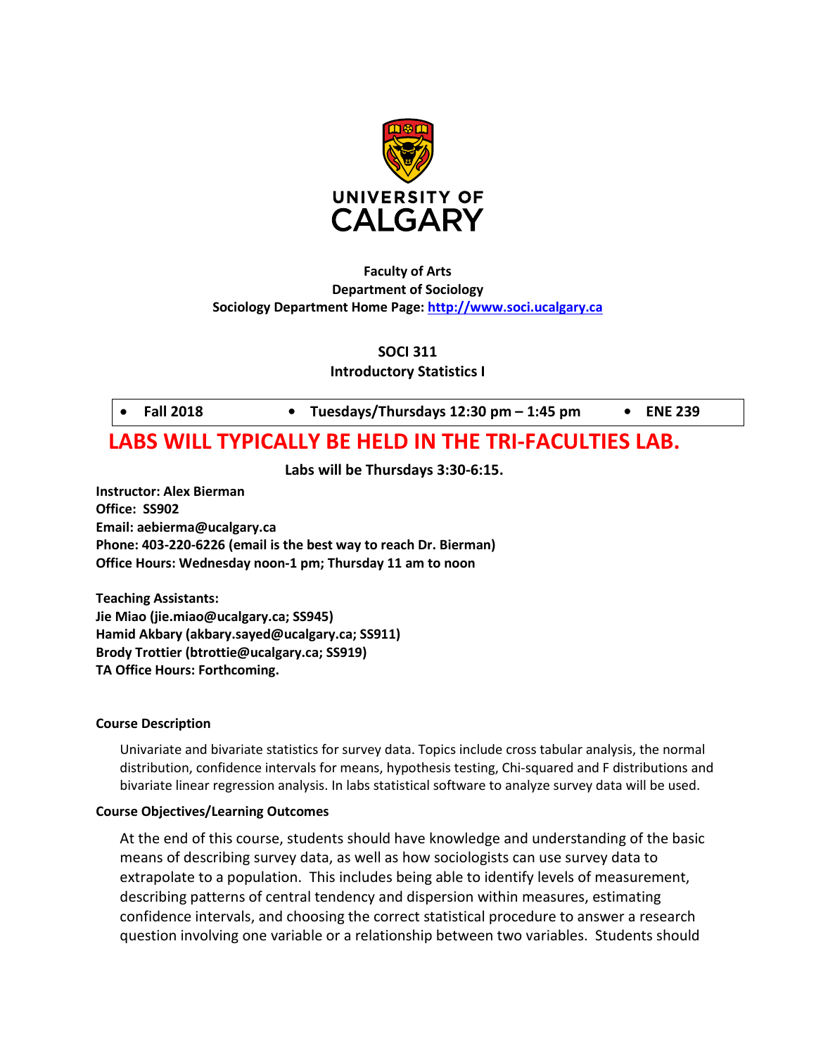**Faculty of Arts**
**Department of Sociology**
**Sociology Department Home Page: [http://www.soci.ucalgary.ca](http://www.soci.ucalgary.ca)**

# SOCI 311
## Introductory Statistics I

| • Fall 2018 | • Tuesdays/Thursdays 12:30 pm – 1:45 pm | • ENE 239 |
|---|---|---|

## LABS WILL TYPICALLY BE HELD IN THE TRI-FACULTIES LAB.

**Labs will be Thursdays 3:30-6:15.**

**Instructor: Alex Bierman**
**Office: SS902**
**Email: aebierma@ucalgary.ca**
**Phone: 403-220-6226 (email is the best way to reach Dr. Bierman)**
**Office Hours: Wednesday noon-1 pm; Thursday 11 am to noon**

**Teaching Assistants:**
**Jie Miao (jie.miao@ucalgary.ca; SS945)**
**Hamid Akbary (akbary.sayed@ucalgary.ca; SS911)**
**Brody Trottier (btrottie@ucalgary.ca; SS919)**
**TA Office Hours: Forthcoming.**

**Course Description**

Univariate and bivariate statistics for survey data. Topics include cross tabular analysis, the normal distribution, confidence intervals for means, hypothesis testing, Chi-squared and F distributions and bivariate linear regression analysis. In labs statistical software to analyze survey data will be used.

**Course Objectives/Learning Outcomes**

At the end of this course, students should have knowledge and understanding of the basic means of describing survey data, as well as how sociologists can use survey data to extrapolate to a population. This includes being able to identify levels of measurement, describing patterns of central tendency and dispersion within measures, estimating confidence intervals, and choosing the correct statistical procedure to answer a research question involving one variable or a relationship between two variables. Students should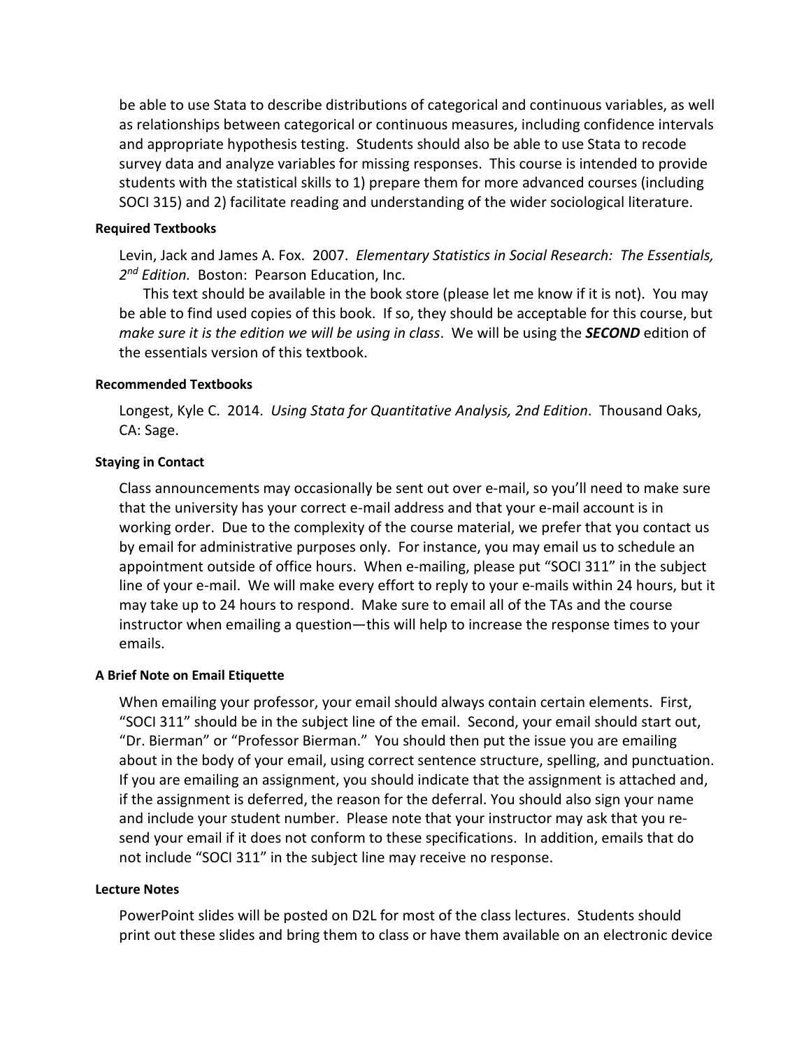be able to use Stata to describe distributions of categorical and continuous variables, as well as relationships between categorical or continuous measures, including confidence intervals and appropriate hypothesis testing. Students should also be able to use Stata to recode survey data and analyze variables for missing responses. This course is intended to provide students with the statistical skills to 1) prepare them for more advanced courses (including SOCI 315) and 2) facilitate reading and understanding of the wider sociological literature.

#### Required Textbooks

Levin, Jack and James A. Fox. 2007. *Elementary Statistics in Social Research: The Essentials, 2nd Edition.* Boston: Pearson Education, Inc.

This text should be available in the book store (please let me know if it is not). You may be able to find used copies of this book. If so, they should be acceptable for this course, but *make sure it is the edition we will be using in class*. We will be using the ***SECOND*** edition of the essentials version of this textbook.

#### Recommended Textbooks

Longest, Kyle C. 2014. *Using Stata for Quantitative Analysis, 2nd Edition*. Thousand Oaks, CA: Sage.

#### Staying in Contact

Class announcements may occasionally be sent out over e-mail, so you'll need to make sure that the university has your correct e-mail address and that your e-mail account is in working order. Due to the complexity of the course material, we prefer that you contact us by email for administrative purposes only. For instance, you may email us to schedule an appointment outside of office hours. When e-mailing, please put "SOCI 311" in the subject line of your e-mail. We will make every effort to reply to your e-mails within 24 hours, but it may take up to 24 hours to respond. Make sure to email all of the TAs and the course instructor when emailing a question—this will help to increase the response times to your emails.

#### A Brief Note on Email Etiquette

When emailing your professor, your email should always contain certain elements. First, "SOCI 311" should be in the subject line of the email. Second, your email should start out, "Dr. Bierman" or "Professor Bierman." You should then put the issue you are emailing about in the body of your email, using correct sentence structure, spelling, and punctuation. If you are emailing an assignment, you should indicate that the assignment is attached and, if the assignment is deferred, the reason for the deferral. You should also sign your name and include your student number. Please note that your instructor may ask that you re-send your email if it does not conform to these specifications. In addition, emails that do not include "SOCI 311" in the subject line may receive no response.

#### Lecture Notes

PowerPoint slides will be posted on D2L for most of the class lectures. Students should print out these slides and bring them to class or have them available on an electronic device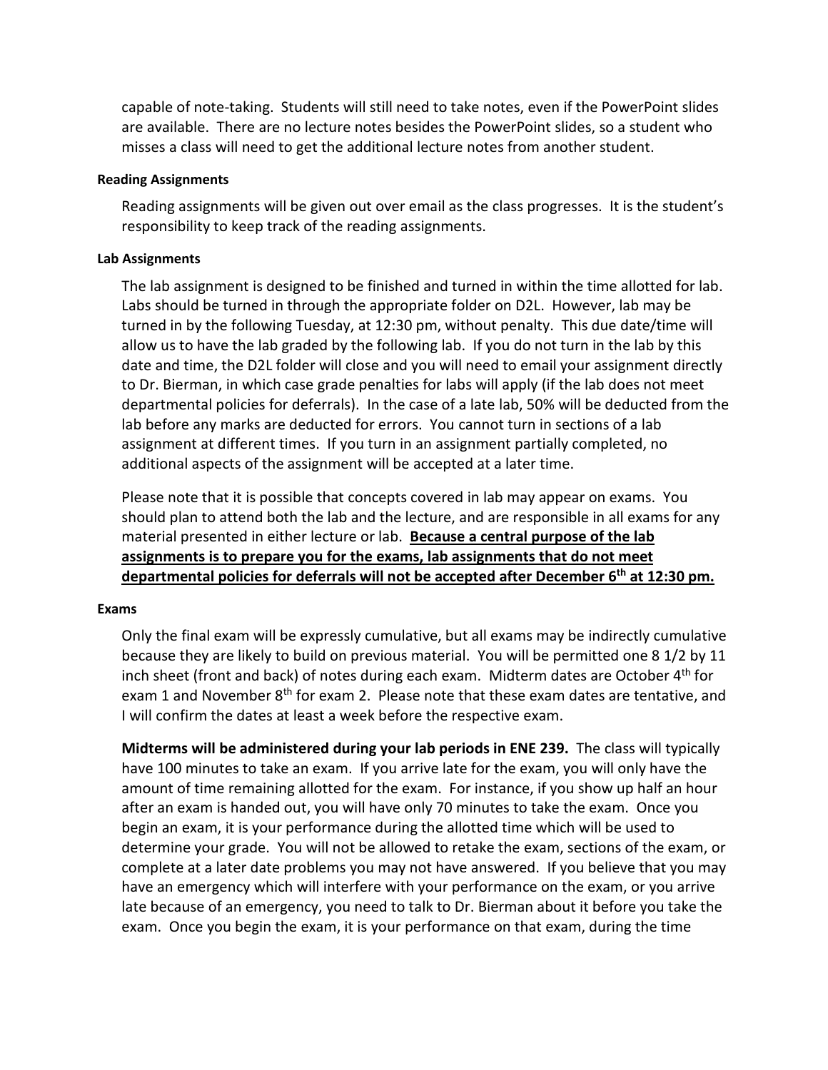capable of note-taking. Students will still need to take notes, even if the PowerPoint slides are available. There are no lecture notes besides the PowerPoint slides, so a student who misses a class will need to get the additional lecture notes from another student.

#### Reading Assignments

Reading assignments will be given out over email as the class progresses. It is the student's responsibility to keep track of the reading assignments.

#### Lab Assignments

The lab assignment is designed to be finished and turned in within the time allotted for lab. Labs should be turned in through the appropriate folder on D2L. However, lab may be turned in by the following Tuesday, at 12:30 pm, without penalty. This due date/time will allow us to have the lab graded by the following lab. If you do not turn in the lab by this date and time, the D2L folder will close and you will need to email your assignment directly to Dr. Bierman, in which case grade penalties for labs will apply (if the lab does not meet departmental policies for deferrals). In the case of a late lab, 50% will be deducted from the lab before any marks are deducted for errors. You cannot turn in sections of a lab assignment at different times. If you turn in an assignment partially completed, no additional aspects of the assignment will be accepted at a later time.

Please note that it is possible that concepts covered in lab may appear on exams. You should plan to attend both the lab and the lecture, and are responsible in all exams for any material presented in either lecture or lab. **Because a central purpose of the lab assignments is to prepare you for the exams, lab assignments that do not meet departmental policies for deferrals will not be accepted after December 6th at 12:30 pm.**

#### Exams

Only the final exam will be expressly cumulative, but all exams may be indirectly cumulative because they are likely to build on previous material. You will be permitted one 8 1/2 by 11 inch sheet (front and back) of notes during each exam. Midterm dates are October 4th for exam 1 and November 8th for exam 2. Please note that these exam dates are tentative, and I will confirm the dates at least a week before the respective exam.

**Midterms will be administered during your lab periods in ENE 239.** The class will typically have 100 minutes to take an exam. If you arrive late for the exam, you will only have the amount of time remaining allotted for the exam. For instance, if you show up half an hour after an exam is handed out, you will have only 70 minutes to take the exam. Once you begin an exam, it is your performance during the allotted time which will be used to determine your grade. You will not be allowed to retake the exam, sections of the exam, or complete at a later date problems you may not have answered. If you believe that you may have an emergency which will interfere with your performance on the exam, or you arrive late because of an emergency, you need to talk to Dr. Bierman about it before you take the exam. Once you begin the exam, it is your performance on that exam, during the time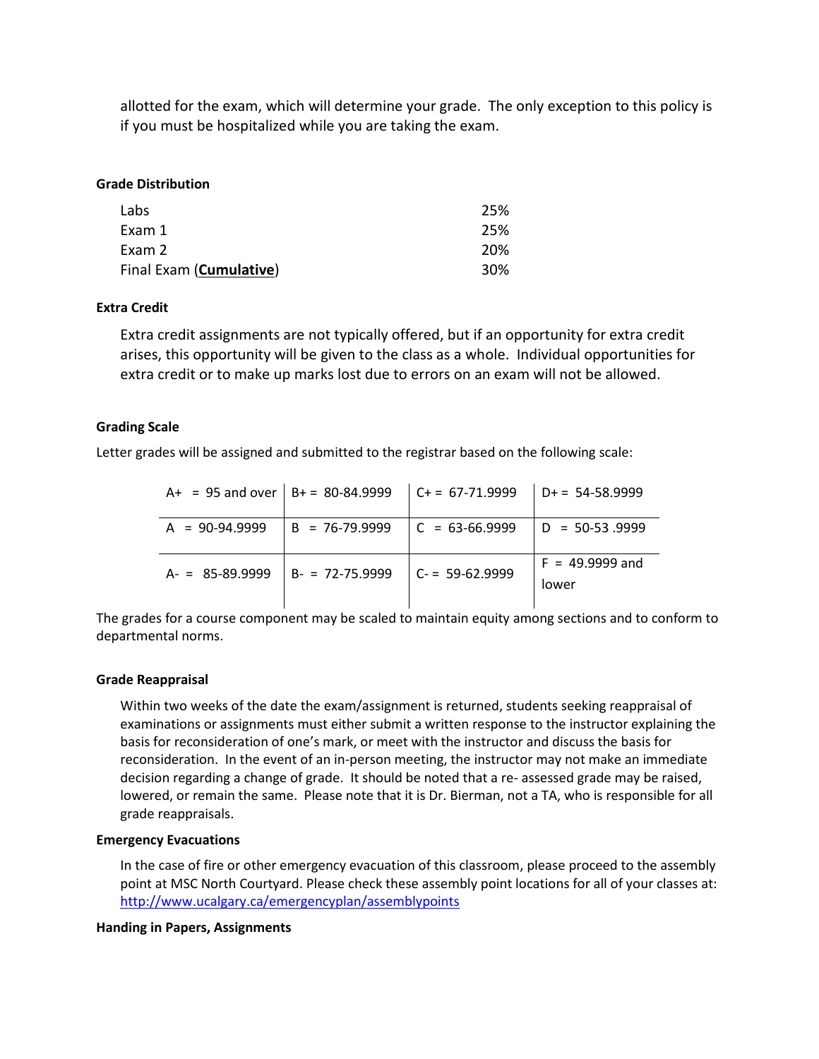allotted for the exam, which will determine your grade. The only exception to this policy is if you must be hospitalized while you are taking the exam.

**Grade Distribution**

| | |
|---|---|
| Labs | 25% |
| Exam 1 | 25% |
| Exam 2 | 20% |
| Final Exam (**<u>Cumulative</u>**) | 30% |

**Extra Credit**

Extra credit assignments are not typically offered, but if an opportunity for extra credit arises, this opportunity will be given to the class as a whole. Individual opportunities for extra credit or to make up marks lost due to errors on an exam will not be allowed.

**Grading Scale**

Letter grades will be assigned and submitted to the registrar based on the following scale:

| | | | |
|---|---|---|---|
| A+ = 95 and over | B+ = 80-84.9999 | C+ = 67-71.9999 | D+ = 54-58.9999 |
| A = 90-94.9999 | B = 76-79.9999 | C = 63-66.9999 | D = 50-53 .9999 |
| A- = 85-89.9999 | B- = 72-75.9999 | C- = 59-62.9999 | F = 49.9999 and lower |

The grades for a course component may be scaled to maintain equity among sections and to conform to departmental norms.

**Grade Reappraisal**

Within two weeks of the date the exam/assignment is returned, students seeking reappraisal of examinations or assignments must either submit a written response to the instructor explaining the basis for reconsideration of one's mark, or meet with the instructor and discuss the basis for reconsideration. In the event of an in-person meeting, the instructor may not make an immediate decision regarding a change of grade. It should be noted that a re- assessed grade may be raised, lowered, or remain the same. Please note that it is Dr. Bierman, not a TA, who is responsible for all grade reappraisals.

**Emergency Evacuations**

In the case of fire or other emergency evacuation of this classroom, please proceed to the assembly point at MSC North Courtyard. Please check these assembly point locations for all of your classes at: http://www.ucalgary.ca/emergencyplan/assemblypoints

**Handing in Papers, Assignments**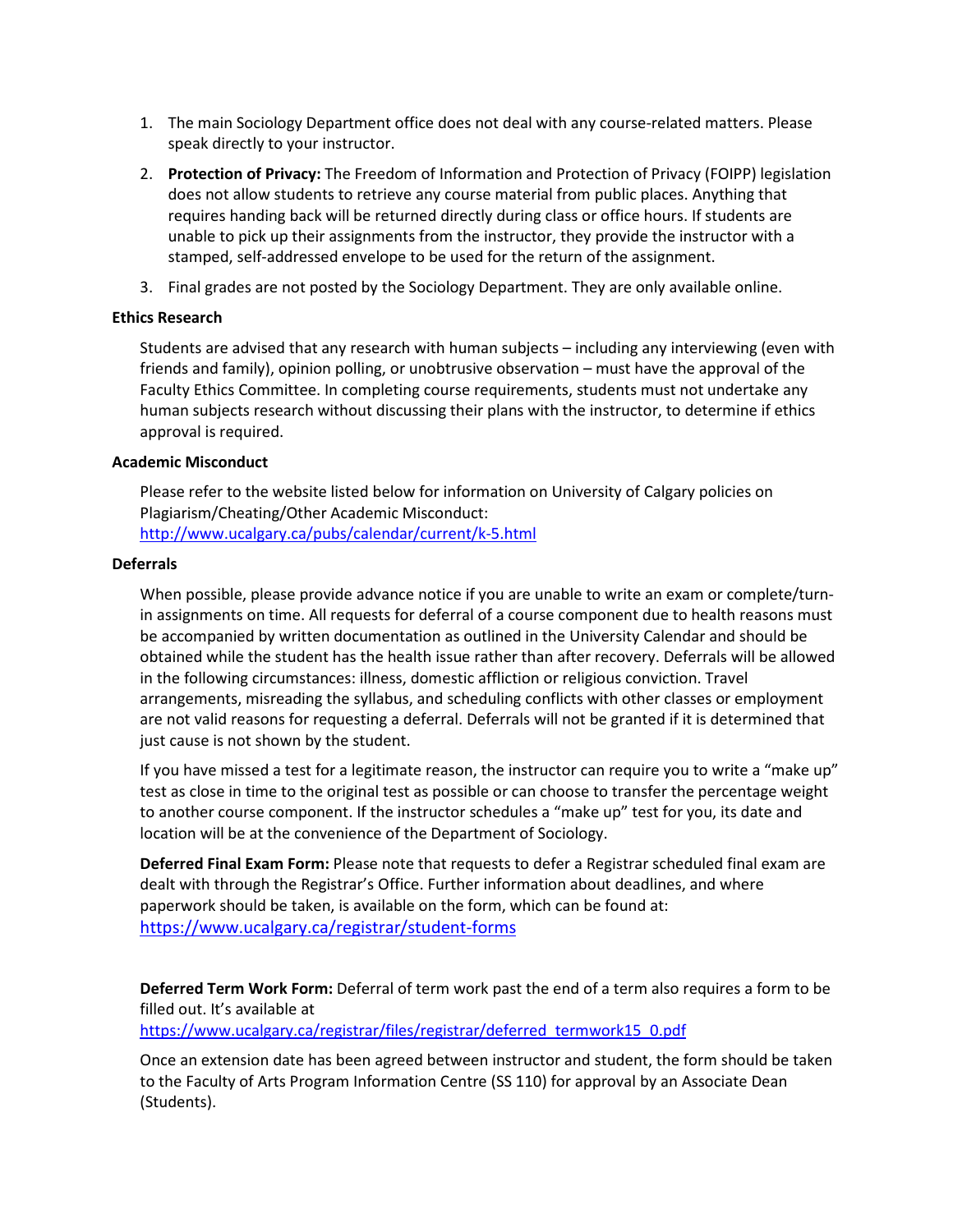1. The main Sociology Department office does not deal with any course-related matters. Please speak directly to your instructor.
2. **Protection of Privacy:** The Freedom of Information and Protection of Privacy (FOIPP) legislation does not allow students to retrieve any course material from public places. Anything that requires handing back will be returned directly during class or office hours. If students are unable to pick up their assignments from the instructor, they provide the instructor with a stamped, self-addressed envelope to be used for the return of the assignment.
3. Final grades are not posted by the Sociology Department. They are only available online.

### Ethics Research

Students are advised that any research with human subjects – including any interviewing (even with friends and family), opinion polling, or unobtrusive observation – must have the approval of the Faculty Ethics Committee. In completing course requirements, students must not undertake any human subjects research without discussing their plans with the instructor, to determine if ethics approval is required.

### Academic Misconduct

Please refer to the website listed below for information on University of Calgary policies on Plagiarism/Cheating/Other Academic Misconduct:
http://www.ucalgary.ca/pubs/calendar/current/k-5.html

### Deferrals

When possible, please provide advance notice if you are unable to write an exam or complete/turn-in assignments on time. All requests for deferral of a course component due to health reasons must be accompanied by written documentation as outlined in the University Calendar and should be obtained while the student has the health issue rather than after recovery. Deferrals will be allowed in the following circumstances: illness, domestic affliction or religious conviction. Travel arrangements, misreading the syllabus, and scheduling conflicts with other classes or employment are not valid reasons for requesting a deferral. Deferrals will not be granted if it is determined that just cause is not shown by the student.

If you have missed a test for a legitimate reason, the instructor can require you to write a "make up" test as close in time to the original test as possible or can choose to transfer the percentage weight to another course component. If the instructor schedules a "make up" test for you, its date and location will be at the convenience of the Department of Sociology.

**Deferred Final Exam Form:** Please note that requests to defer a Registrar scheduled final exam are dealt with through the Registrar's Office. Further information about deadlines, and where paperwork should be taken, is available on the form, which can be found at:
https://www.ucalgary.ca/registrar/student-forms

**Deferred Term Work Form:** Deferral of term work past the end of a term also requires a form to be filled out. It's available at
https://www.ucalgary.ca/registrar/files/registrar/deferred_termwork15_0.pdf

Once an extension date has been agreed between instructor and student, the form should be taken to the Faculty of Arts Program Information Centre (SS 110) for approval by an Associate Dean (Students).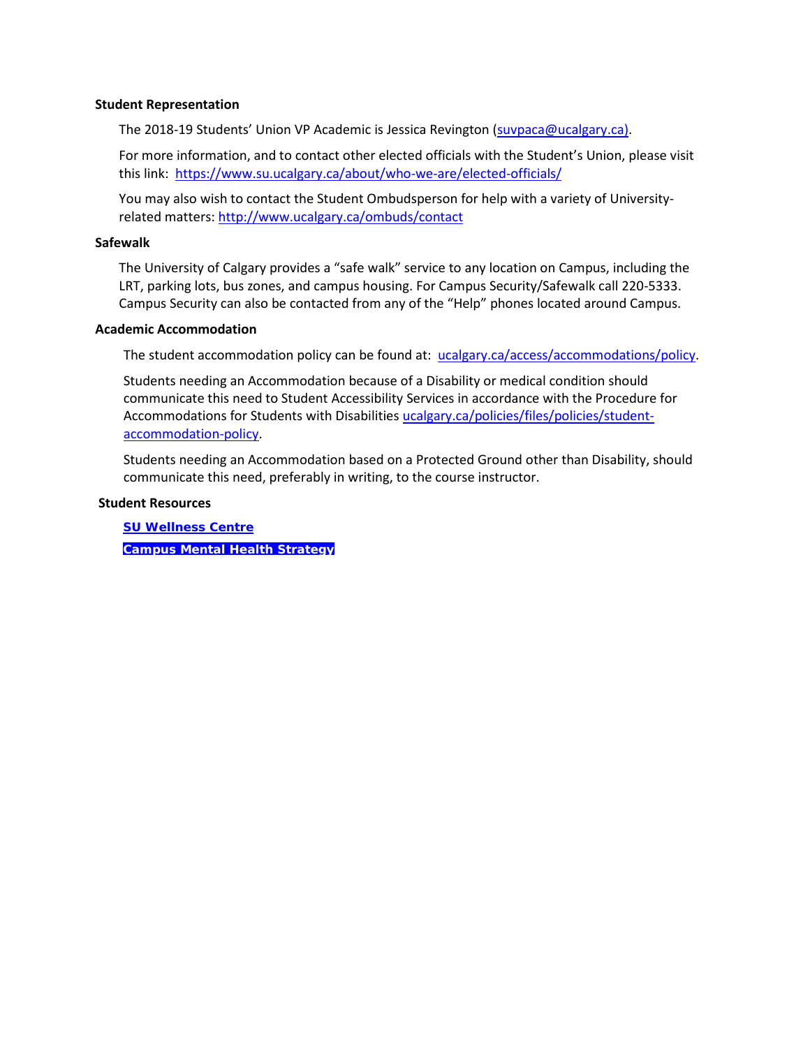**Student Representation**

The 2018-19 Students' Union VP Academic is Jessica Revington (suvpaca@ucalgary.ca).

For more information, and to contact other elected officials with the Student's Union, please visit this link: https://www.su.ucalgary.ca/about/who-we-are/elected-officials/

You may also wish to contact the Student Ombudsperson for help with a variety of University-related matters: http://www.ucalgary.ca/ombuds/contact

**Safewalk**

The University of Calgary provides a "safe walk" service to any location on Campus, including the LRT, parking lots, bus zones, and campus housing. For Campus Security/Safewalk call 220-5333. Campus Security can also be contacted from any of the "Help" phones located around Campus.

**Academic Accommodation**

The student accommodation policy can be found at: ucalgary.ca/access/accommodations/policy.

Students needing an Accommodation because of a Disability or medical condition should communicate this need to Student Accessibility Services in accordance with the Procedure for Accommodations for Students with Disabilities ucalgary.ca/policies/files/policies/student-accommodation-policy.

Students needing an Accommodation based on a Protected Ground other than Disability, should communicate this need, preferably in writing, to the course instructor.

**Student Resources**

**SU Wellness Centre**

**Campus Mental Health Strategy**